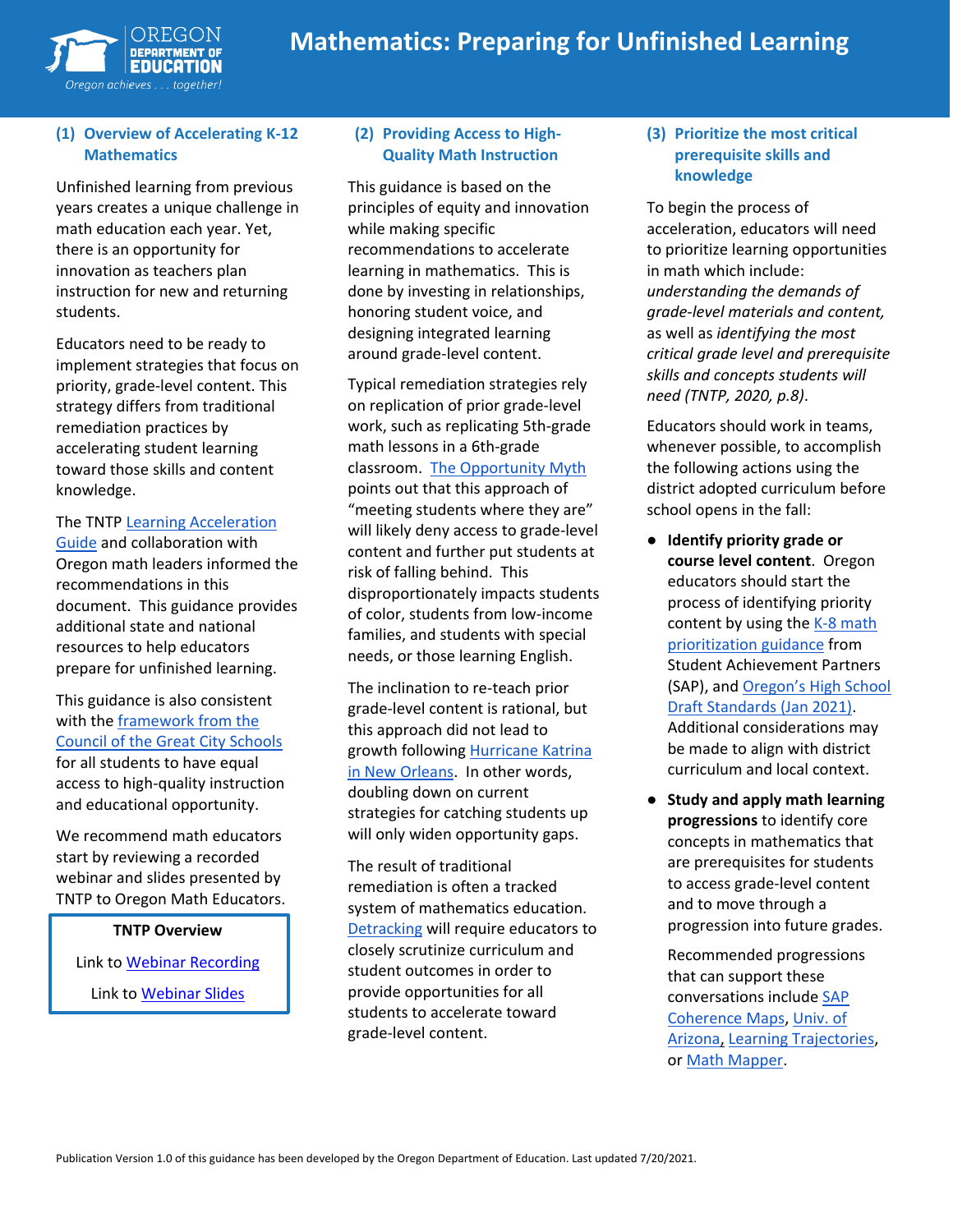# Mathematics: Preparing for Unfinished Learning

## (1) Overview of Accelerating K-12 Mathematics

Unfinished learning from previous years creates a unique challenge in math education each year. Yet, there is an opportunity for innovation as teachers plan instruction for new and returning students.

Educators need to be ready to implement strategies that focus on priority, grade-level content. This strategy differs from traditional remediation practices by accelerating student learning toward those skills and content knowledge.

The TNTP Learning Acceleration Guide and collaboration with Oregon math leaders informed the recommendations in this document. This guidance provides additional state and national resources to help educators prepare for unfinished learning.

This guidance is also consistent with the framework from the Council of the Great City Schools for all students to have equal access to high-quality instruction and educational opportunity.

We recommend math educators start by reviewing a recorded webinar and slides presented by TNTP to Oregon Math Educators.

**TNTP Overview**

Link to Webinar Recording

Link to Webinar Slides

## (2) Providing Access to High-Quality Math Instruction

This guidance is based on the principles of equity and innovation while making specific recommendations to accelerate learning in mathematics. This is done by investing in relationships, honoring student voice, and designing integrated learning around grade-level content.

Typical remediation strategies rely on replication of prior grade-level work, such as replicating 5th-grade math lessons in a 6th-grade classroom. The Opportunity Myth points out that this approach of "meeting students where they are" will likely deny access to grade-level content and further put students at risk of falling behind. This disproportionately impacts students of color, students from low-income families, and students with special needs, or those learning English.

The inclination to re-teach prior grade-level content is rational, but this approach did not lead to growth following Hurricane Katrina in New Orleans. In other words, doubling down on current strategies for catching students up will only widen opportunity gaps.

The result of traditional remediation is often a tracked system of mathematics education. Detracking will require educators to closely scrutinize curriculum and student outcomes in order to provide opportunities for all students to accelerate toward grade-level content.

## (3) Prioritize the most critical prerequisite skills and knowledge

To begin the process of acceleration, educators will need to prioritize learning opportunities in math which include: *understanding the demands of grade-level materials and content,* as well as *identifying the most critical grade level and prerequisite skills and concepts students will need (TNTP, 2020, p.8).*

Educators should work in teams, whenever possible, to accomplish the following actions using the district adopted curriculum before school opens in the fall:

- **Identify priority grade or course level content**. Oregon educators should start the process of identifying priority content by using the K-8 math prioritization guidance from Student Achievement Partners (SAP), and Oregon's High School Draft Standards (Jan 2021). Additional considerations may be made to align with district curriculum and local context.
- **Study and apply math learning progressions** to identify core concepts in mathematics that are prerequisites for students to access grade-level content and to move through a progression into future grades.

  Recommended progressions that can support these conversations include SAP Coherence Maps, Univ. of Arizona, Learning Trajectories, or Math Mapper.

Publication Version 1.0 of this guidance has been developed by the Oregon Department of Education. Last updated 7/20/2021.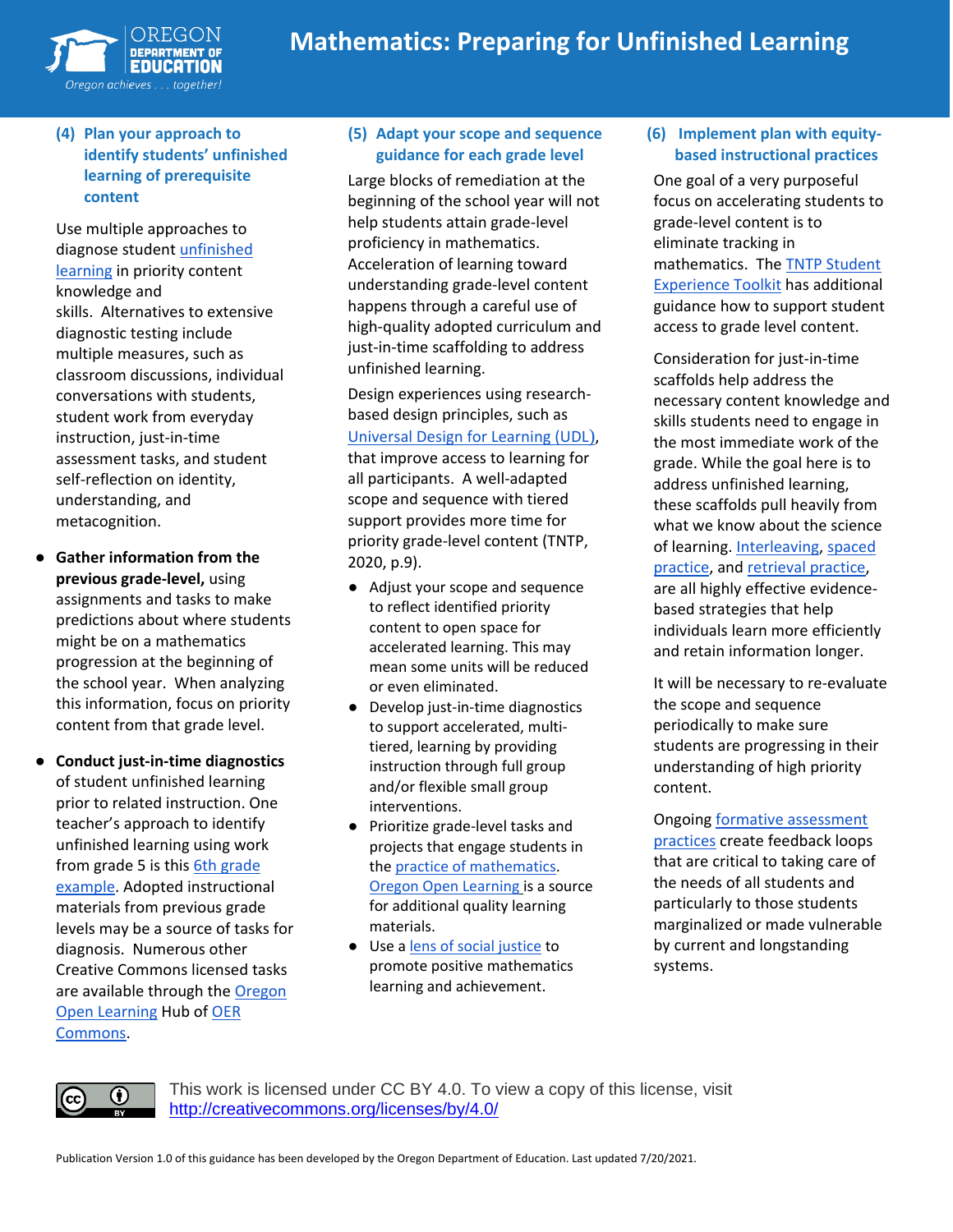# Mathematics: Preparing for Unfinished Learning

### (4) Plan your approach to identify students' unfinished learning of prerequisite content

Use multiple approaches to diagnose student unfinished learning in priority content knowledge and skills. Alternatives to extensive diagnostic testing include multiple measures, such as classroom discussions, individual conversations with students, student work from everyday instruction, just-in-time assessment tasks, and student self-reflection on identity, understanding, and metacognition.

- **Gather information from the previous grade-level,** using assignments and tasks to make predictions about where students might be on a mathematics progression at the beginning of the school year. When analyzing this information, focus on priority content from that grade level.
- **Conduct just-in-time diagnostics** of student unfinished learning prior to related instruction. One teacher's approach to identify unfinished learning using work from grade 5 is this 6th grade example. Adopted instructional materials from previous grade levels may be a source of tasks for diagnosis. Numerous other Creative Commons licensed tasks are available through the Oregon Open Learning Hub of OER Commons.

### (5) Adapt your scope and sequence guidance for each grade level

Large blocks of remediation at the beginning of the school year will not help students attain grade-level proficiency in mathematics. Acceleration of learning toward understanding grade-level content happens through a careful use of high-quality adopted curriculum and just-in-time scaffolding to address unfinished learning.

Design experiences using research-based design principles, such as Universal Design for Learning (UDL), that improve access to learning for all participants. A well-adapted scope and sequence with tiered support provides more time for priority grade-level content (TNTP, 2020, p.9).

- Adjust your scope and sequence to reflect identified priority content to open space for accelerated learning. This may mean some units will be reduced or even eliminated.
- Develop just-in-time diagnostics to support accelerated, multi-tiered, learning by providing instruction through full group and/or flexible small group interventions.
- Prioritize grade-level tasks and projects that engage students in the practice of mathematics. Oregon Open Learning is a source for additional quality learning materials.
- Use a lens of social justice to promote positive mathematics learning and achievement.

### (6) Implement plan with equity-based instructional practices

One goal of a very purposeful focus on accelerating students to grade-level content is to eliminate tracking in mathematics. The TNTP Student Experience Toolkit has additional guidance how to support student access to grade level content.

Consideration for just-in-time scaffolds help address the necessary content knowledge and skills students need to engage in the most immediate work of the grade. While the goal here is to address unfinished learning, these scaffolds pull heavily from what we know about the science of learning. Interleaving, spaced practice, and retrieval practice, are all highly effective evidence-based strategies that help individuals learn more efficiently and retain information longer.

It will be necessary to re-evaluate the scope and sequence periodically to make sure students are progressing in their understanding of high priority content.

Ongoing formative assessment practices create feedback loops that are critical to taking care of the needs of all students and particularly to those students marginalized or made vulnerable by current and longstanding systems.

This work is licensed under CC BY 4.0. To view a copy of this license, visit http://creativecommons.org/licenses/by/4.0/

Publication Version 1.0 of this guidance has been developed by the Oregon Department of Education. Last updated 7/20/2021.